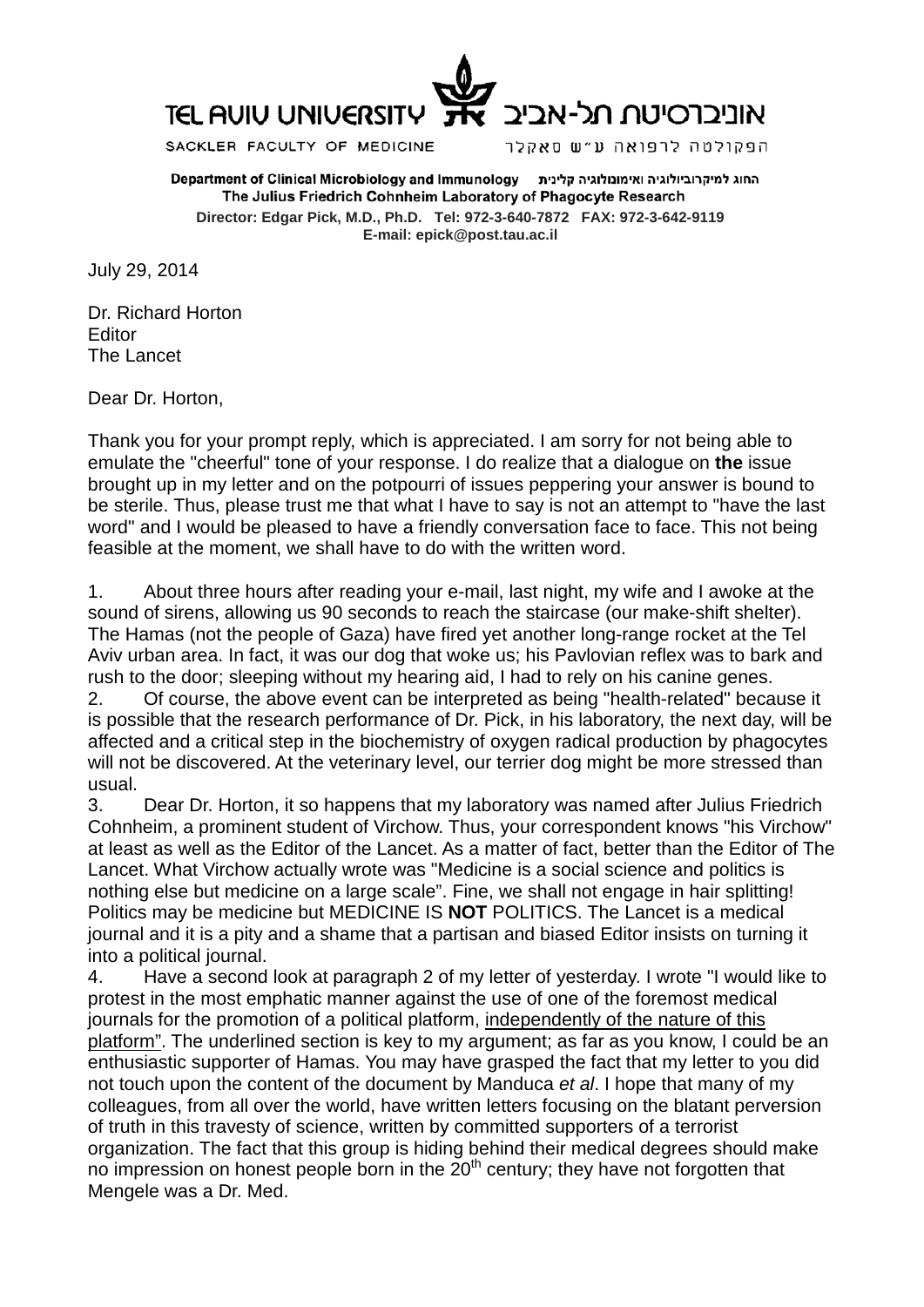TEL AVIV UNIVERSITY אוניברסיטת תל-אביב

SACKLER FACULTY OF MEDICINE הפקולטה לרפואה ע"ש סאקלר

**Department of Clinical Microbiology and Immunology** **החוג למיקרוביולוגיה ואימונולוגיה קלינית**

**The Julius Friedrich Cohnheim Laboratory of Phagocyte Research**

**Director: Edgar Pick, M.D., Ph.D. Tel: 972-3-640-7872 FAX: 972-3-642-9119**

**E-mail: epick@post.tau.ac.il**

July 29, 2014

Dr. Richard Horton
Editor
The Lancet

Dear Dr. Horton,

Thank you for your prompt reply, which is appreciated. I am sorry for not being able to emulate the "cheerful" tone of your response. I do realize that a dialogue on **the** issue brought up in my letter and on the potpourri of issues peppering your answer is bound to be sterile. Thus, please trust me that what I have to say is not an attempt to "have the last word" and I would be pleased to have a friendly conversation face to face. This not being feasible at the moment, we shall have to do with the written word.

1. About three hours after reading your e-mail, last night, my wife and I awoke at the sound of sirens, allowing us 90 seconds to reach the staircase (our make-shift shelter). The Hamas (not the people of Gaza) have fired yet another long-range rocket at the Tel Aviv urban area. In fact, it was our dog that woke us; his Pavlovian reflex was to bark and rush to the door; sleeping without my hearing aid, I had to rely on his canine genes.
2. Of course, the above event can be interpreted as being "health-related" because it is possible that the research performance of Dr. Pick, in his laboratory, the next day, will be affected and a critical step in the biochemistry of oxygen radical production by phagocytes will not be discovered. At the veterinary level, our terrier dog might be more stressed than usual.
3. Dear Dr. Horton, it so happens that my laboratory was named after Julius Friedrich Cohnheim, a prominent student of Virchow. Thus, your correspondent knows "his Virchow" at least as well as the Editor of the Lancet. As a matter of fact, better than the Editor of The Lancet. What Virchow actually wrote was "Medicine is a social science and politics is nothing else but medicine on a large scale". Fine, we shall not engage in hair splitting! Politics may be medicine but MEDICINE IS **NOT** POLITICS. The Lancet is a medical journal and it is a pity and a shame that a partisan and biased Editor insists on turning it into a political journal.
4. Have a second look at paragraph 2 of my letter of yesterday. I wrote "I would like to protest in the most emphatic manner against the use of one of the foremost medical journals for the promotion of a political platform, <u>independently of the nature of this platform"</u>. The underlined section is key to my argument; as far as you know, I could be an enthusiastic supporter of Hamas. You may have grasped the fact that my letter to you did not touch upon the content of the document by Manduca *et al*. I hope that many of my colleagues, from all over the world, have written letters focusing on the blatant perversion of truth in this travesty of science, written by committed supporters of a terrorist organization. The fact that this group is hiding behind their medical degrees should make no impression on honest people born in the 20th century; they have not forgotten that Mengele was a Dr. Med.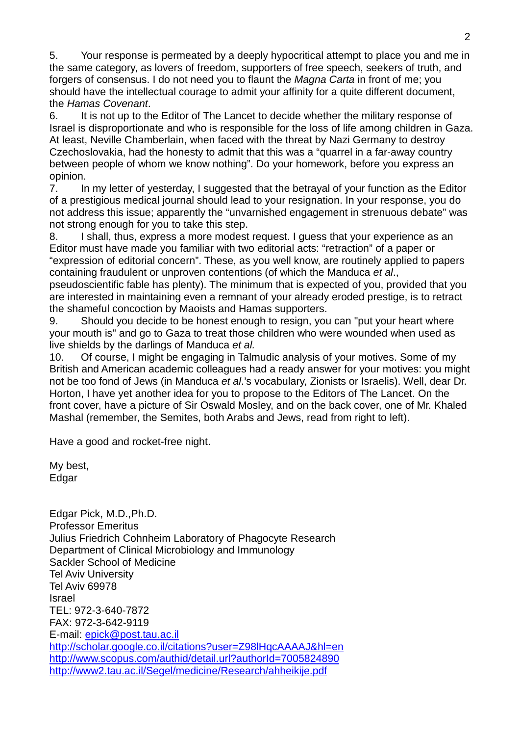5. Your response is permeated by a deeply hypocritical attempt to place you and me in the same category, as lovers of freedom, supporters of free speech, seekers of truth, and forgers of consensus. I do not need you to flaunt the *Magna Carta* in front of me; you should have the intellectual courage to admit your affinity for a quite different document, the *Hamas Covenant*.

6. It is not up to the Editor of The Lancet to decide whether the military response of Israel is disproportionate and who is responsible for the loss of life among children in Gaza. At least, Neville Chamberlain, when faced with the threat by Nazi Germany to destroy Czechoslovakia, had the honesty to admit that this was a "quarrel in a far-away country between people of whom we know nothing". Do your homework, before you express an opinion.

7. In my letter of yesterday, I suggested that the betrayal of your function as the Editor of a prestigious medical journal should lead to your resignation. In your response, you do not address this issue; apparently the "unvarnished engagement in strenuous debate" was not strong enough for you to take this step.

8. I shall, thus, express a more modest request. I guess that your experience as an Editor must have made you familiar with two editorial acts: "retraction" of a paper or "expression of editorial concern". These, as you well know, are routinely applied to papers containing fraudulent or unproven contentions (of which the Manduca *et al*., pseudoscientific fable has plenty). The minimum that is expected of you, provided that you are interested in maintaining even a remnant of your already eroded prestige, is to retract the shameful concoction by Maoists and Hamas supporters.

9. Should you decide to be honest enough to resign, you can "put your heart where your mouth is" and go to Gaza to treat those children who were wounded when used as live shields by the darlings of Manduca *et al.*

10. Of course, I might be engaging in Talmudic analysis of your motives. Some of my British and American academic colleagues had a ready answer for your motives: you might not be too fond of Jews (in Manduca *et al*.'s vocabulary, Zionists or Israelis). Well, dear Dr. Horton, I have yet another idea for you to propose to the Editors of The Lancet. On the front cover, have a picture of Sir Oswald Mosley, and on the back cover, one of Mr. Khaled Mashal (remember, the Semites, both Arabs and Jews, read from right to left).

Have a good and rocket-free night.

My best,
Edgar

Edgar Pick, M.D.,Ph.D.
Professor Emeritus
Julius Friedrich Cohnheim Laboratory of Phagocyte Research
Department of Clinical Microbiology and Immunology
Sackler School of Medicine
Tel Aviv University
Tel Aviv 69978
Israel
TEL: 972-3-640-7872
FAX: 972-3-642-9119
E-mail: epick@post.tau.ac.il
http://scholar.google.co.il/citations?user=Z98lHqcAAAAJ&hl=en
http://www.scopus.com/authid/detail.url?authorId=7005824890
http://www2.tau.ac.il/Segel/medicine/Research/ahheikije.pdf